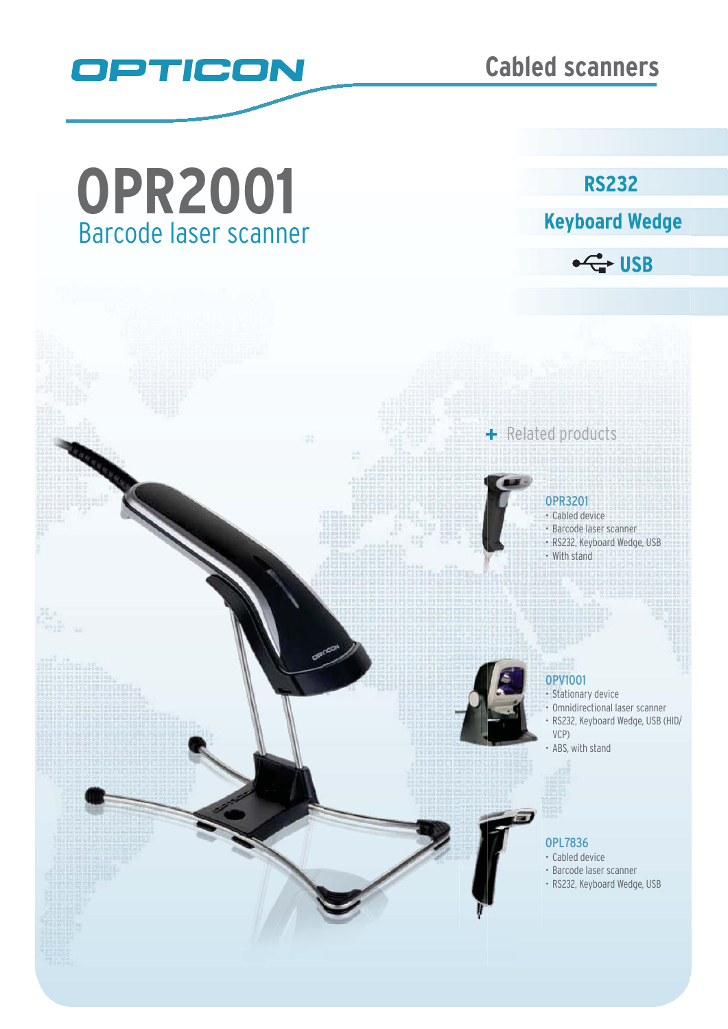OPTICON

Cabled scanners

# OPR2001

## Barcode laser scanner

**RS232**

**Keyboard Wedge**

**USB**

+ Related products

### OPR3201

- Cabled device
- Barcode laser scanner
- RS232, Keyboard Wedge, USB
- With stand

### OPV1001

- Stationary device
- Omnidirectional laser scanner
- RS232, Keyboard Wedge, USB (HID/VCP)
- ABS, with stand

### OPL7836

- Cabled device
- Barcode laser scanner
- RS232, Keyboard Wedge, USB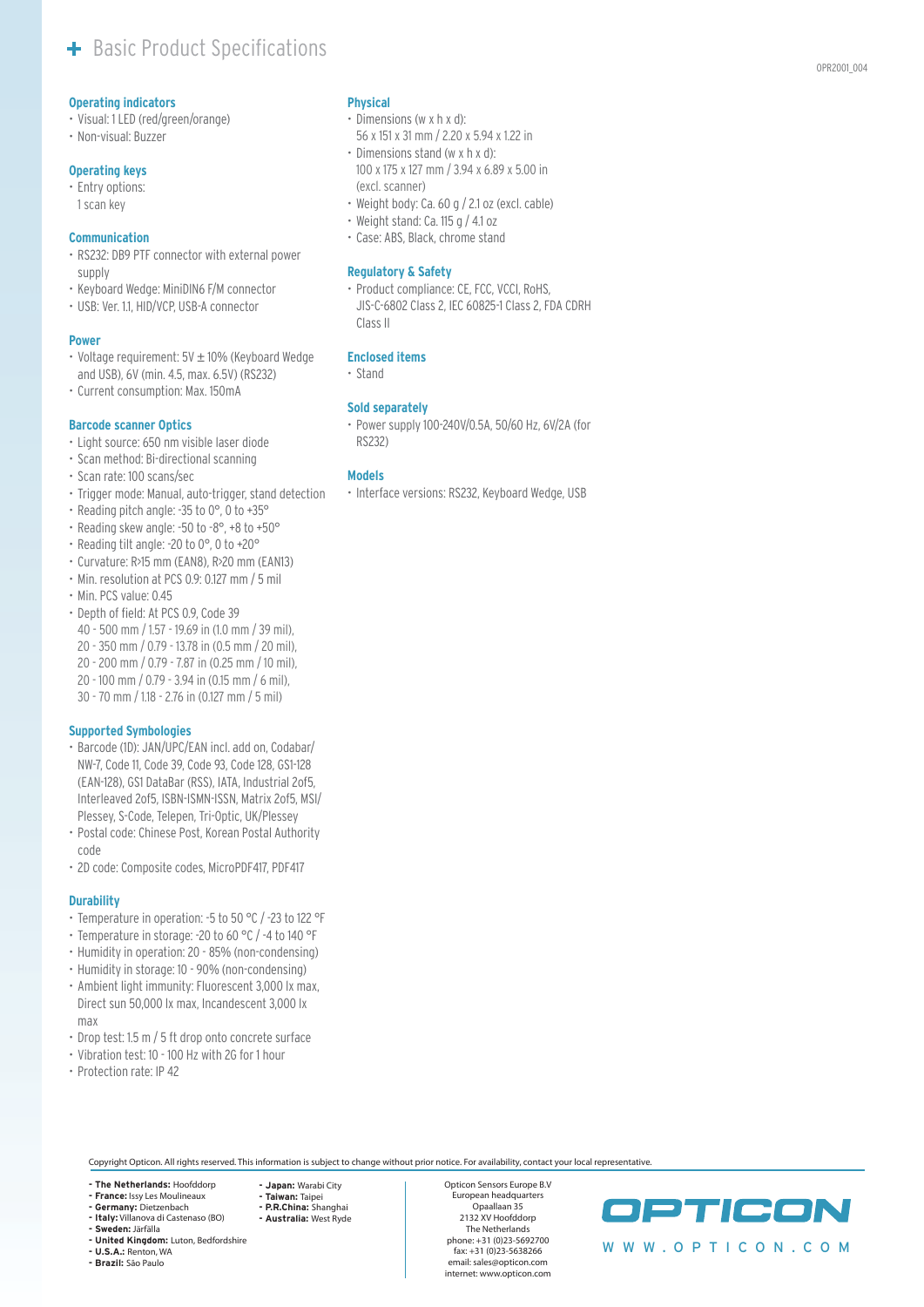# Basic Product Specifications

OPR2001_004

### Operating indicators

- Visual: 1 LED (red/green/orange)
- Non-visual: Buzzer

### Operating keys

- Entry options: 1 scan key

### Communication

- RS232: DB9 PTF connector with external power supply
- Keyboard Wedge: MiniDIN6 F/M connector
- USB: Ver. 1.1, HID/VCP, USB-A connector

### Power

- Voltage requirement: 5V ± 10% (Keyboard Wedge and USB), 6V (min. 4.5, max. 6.5V) (RS232)
- Current consumption: Max. 150mA

### Barcode scanner Optics

- Light source: 650 nm visible laser diode
- Scan method: Bi-directional scanning
- Scan rate: 100 scans/sec
- Trigger mode: Manual, auto-trigger, stand detection
- Reading pitch angle: -35 to 0°, 0 to +35°
- Reading skew angle: -50 to -8°, +8 to +50°
- Reading tilt angle: -20 to 0°, 0 to +20°
- Curvature: R>15 mm (EAN8), R>20 mm (EAN13)
- Min. resolution at PCS 0.9: 0.127 mm / 5 mil
- Min. PCS value: 0.45
- Depth of field: At PCS 0.9, Code 39
  40 - 500 mm / 1.57 - 19.69 in (1.0 mm / 39 mil),
  20 - 350 mm / 0.79 - 13.78 in (0.5 mm / 20 mil),
  20 - 200 mm / 0.79 - 7.87 in (0.25 mm / 10 mil),
  20 - 100 mm / 0.79 - 3.94 in (0.15 mm / 6 mil),
  30 - 70 mm / 1.18 - 2.76 in (0.127 mm / 5 mil)

### Supported Symbologies

- Barcode (1D): JAN/UPC/EAN incl. add on, Codabar/NW-7, Code 11, Code 39, Code 93, Code 128, GS1-128 (EAN-128), GS1 DataBar (RSS), IATA, Industrial 2of5, Interleaved 2of5, ISBN-ISMN-ISSN, Matrix 2of5, MSI/Plessey, S-Code, Telepen, Tri-Optic, UK/Plessey
- Postal code: Chinese Post, Korean Postal Authority code
- 2D code: Composite codes, MicroPDF417, PDF417

### Durability

- Temperature in operation: -5 to 50 °C / -23 to 122 °F
- Temperature in storage: -20 to 60 °C / -4 to 140 °F
- Humidity in operation: 20 - 85% (non-condensing)
- Humidity in storage: 10 - 90% (non-condensing)
- Ambient light immunity: Fluorescent 3,000 lx max, Direct sun 50,000 lx max, Incandescent 3,000 lx max
- Drop test: 1.5 m / 5 ft drop onto concrete surface
- Vibration test: 10 - 100 Hz with 2G for 1 hour
- Protection rate: IP 42

### Physical

- Dimensions (w x h x d): 56 x 151 x 31 mm / 2.20 x 5.94 x 1.22 in
- Dimensions stand (w x h x d): 100 x 175 x 127 mm / 3.94 x 6.89 x 5.00 in (excl. scanner)
- Weight body: Ca. 60 g / 2.1 oz (excl. cable)
- Weight stand: Ca. 115 g / 4.1 oz
- Case: ABS, Black, chrome stand

### Regulatory & Safety

- Product compliance: CE, FCC, VCCI, RoHS, JIS-C-6802 Class 2, IEC 60825-1 Class 2, FDA CDRH Class II

### Enclosed items

- Stand

### Sold separately

- Power supply 100-240V/0.5A, 50/60 Hz, 6V/2A (for RS232)

### Models

- Interface versions: RS232, Keyboard Wedge, USB

Copyright Opticon. All rights reserved. This information is subject to change without prior notice. For availability, contact your local representative.

- **The Netherlands:** Hoofddorp
- **France:** Issy Les Moulineaux
- **Germany:** Dietzenbach
- **Italy:** Villanova di Castenaso (BO)
- **Sweden:** Järfälla
- **United Kingdom:** Luton, Bedfordshire
- **U.S.A.:** Renton, WA
- **Brazil:** São Paulo
- **Japan:** Warabi City
- **Taiwan:** Taipei
- **P.R.China:** Shanghai
- **Australia:** West Ryde

Opticon Sensors Europe B.V
European headquarters
Opaallaan 35
2132 XV Hoofddorp
The Netherlands
phone: +31 (0)23-5692700
fax: +31 (0)23-5638266
email: sales@opticon.com
internet: www.opticon.com

OPTICON

WWW.OPTICON.COM